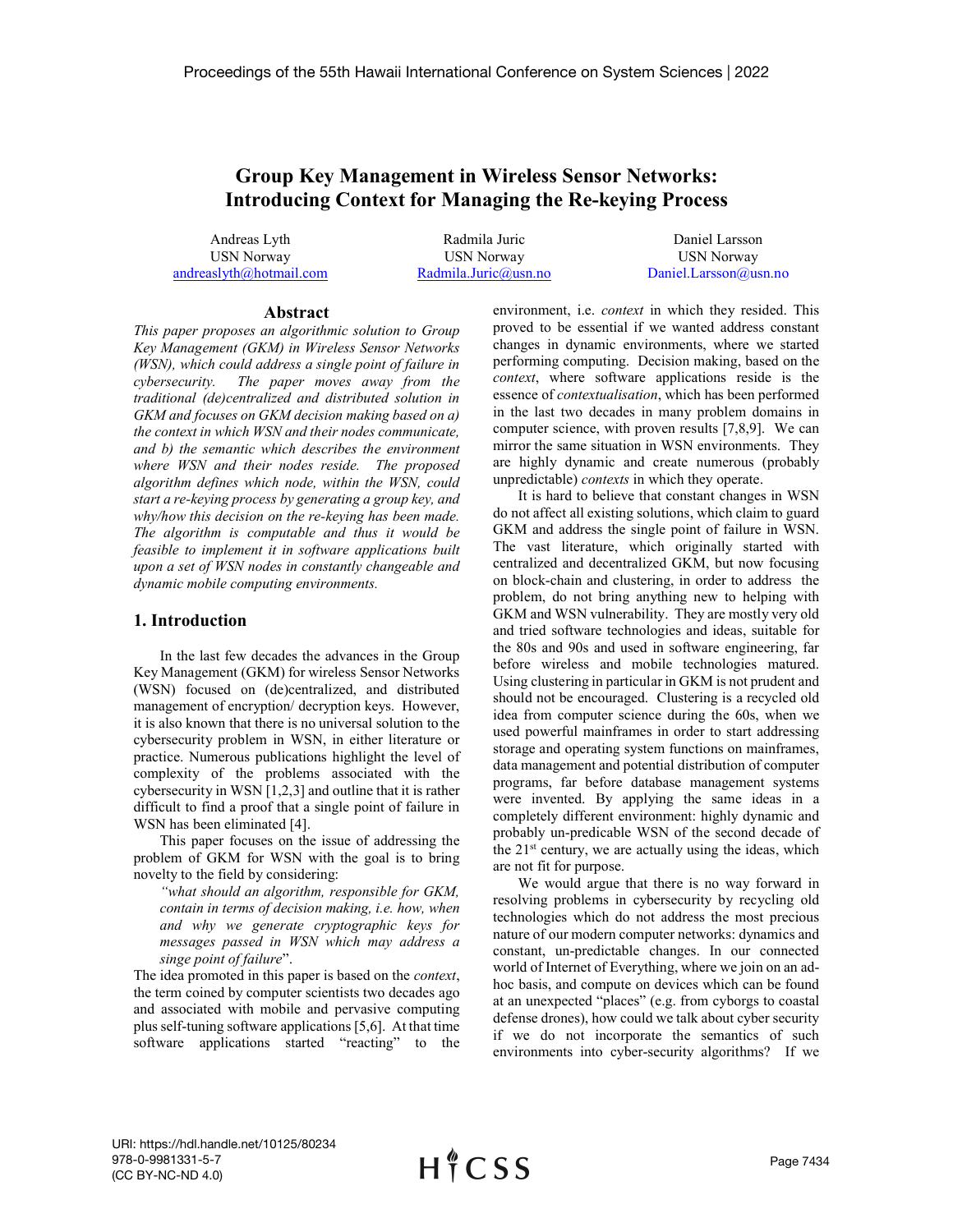# Group Key Management in Wireless Sensor Networks: Introducing Context for Managing the Re-keying Process

Andreas Lyth
USN Norway
andreaslyth@hotmail.com

Radmila Juric
USN Norway
Radmila.Juric@usn.no

Daniel Larsson
USN Norway
Daniel.Larsson@usn.no

## Abstract

*This paper proposes an algorithmic solution to Group Key Management (GKM) in Wireless Sensor Networks (WSN), which could address a single point of failure in cybersecurity. The paper moves away from the traditional (de)centralized and distributed solution in GKM and focuses on GKM decision making based on a) the context in which WSN and their nodes communicate, and b) the semantic which describes the environment where WSN and their nodes reside. The proposed algorithm defines which node, within the WSN, could start a re-keying process by generating a group key, and why/how this decision on the re-keying has been made. The algorithm is computable and thus it would be feasible to implement it in software applications built upon a set of WSN nodes in constantly changeable and dynamic mobile computing environments.*

## 1. Introduction

In the last few decades the advances in the Group Key Management (GKM) for wireless Sensor Networks (WSN) focused on (de)centralized, and distributed management of encryption/ decryption keys. However, it is also known that there is no universal solution to the cybersecurity problem in WSN, in either literature or practice. Numerous publications highlight the level of complexity of the problems associated with the cybersecurity in WSN [1,2,3] and outline that it is rather difficult to find a proof that a single point of failure in WSN has been eliminated [4].

This paper focuses on the issue of addressing the problem of GKM for WSN with the goal is to bring novelty to the field by considering:

> *"what should an algorithm, responsible for GKM, contain in terms of decision making, i.e. how, when and why we generate cryptographic keys for messages passed in WSN which may address a singe point of failure*".

The idea promoted in this paper is based on the *context*, the term coined by computer scientists two decades ago and associated with mobile and pervasive computing plus self-tuning software applications [5,6]. At that time software applications started "reacting" to the environment, i.e. *context* in which they resided. This proved to be essential if we wanted address constant changes in dynamic environments, where we started performing computing. Decision making, based on the *context*, where software applications reside is the essence of *contextualisation*, which has been performed in the last two decades in many problem domains in computer science, with proven results [7,8,9]. We can mirror the same situation in WSN environments. They are highly dynamic and create numerous (probably unpredictable) *contexts* in which they operate.

It is hard to believe that constant changes in WSN do not affect all existing solutions, which claim to guard GKM and address the single point of failure in WSN. The vast literature, which originally started with centralized and decentralized GKM, but now focusing on block-chain and clustering, in order to address the problem, do not bring anything new to helping with GKM and WSN vulnerability. They are mostly very old and tried software technologies and ideas, suitable for the 80s and 90s and used in software engineering, far before wireless and mobile technologies matured. Using clustering in particular in GKM is not prudent and should not be encouraged. Clustering is a recycled old idea from computer science during the 60s, when we used powerful mainframes in order to start addressing storage and operating system functions on mainframes, data management and potential distribution of computer programs, far before database management systems were invented. By applying the same ideas in a completely different environment: highly dynamic and probably un-predicable WSN of the second decade of the 21st century, we are actually using the ideas, which are not fit for purpose.

We would argue that there is no way forward in resolving problems in cybersecurity by recycling old technologies which do not address the most precious nature of our modern computer networks: dynamics and constant, un-predictable changes. In our connected world of Internet of Everything, where we join on an ad-hoc basis, and compute on devices which can be found at an unexpected "places" (e.g. from cyborgs to coastal defense drones), how could we talk about cyber security if we do not incorporate the semantics of such environments into cyber-security algorithms? If we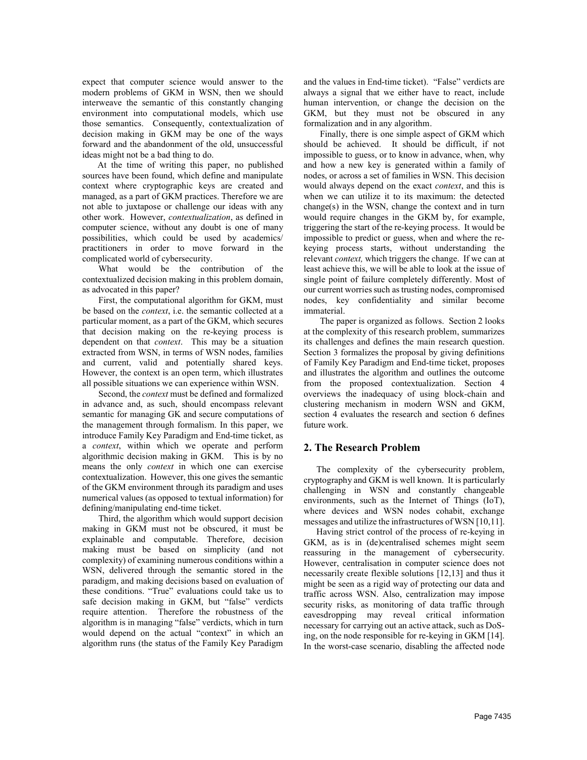expect that computer science would answer to the modern problems of GKM in WSN, then we should interweave the semantic of this constantly changing environment into computational models, which use those semantics. Consequently, contextualization of decision making in GKM may be one of the ways forward and the abandonment of the old, unsuccessful ideas might not be a bad thing to do.

At the time of writing this paper, no published sources have been found, which define and manipulate context where cryptographic keys are created and managed, as a part of GKM practices. Therefore we are not able to juxtapose or challenge our ideas with any other work. However, *contextualization*, as defined in computer science, without any doubt is one of many possibilities, which could be used by academics/ practitioners in order to move forward in the complicated world of cybersecurity.

What would be the contribution of the contextualized decision making in this problem domain, as advocated in this paper?

First, the computational algorithm for GKM, must be based on the *context*, i.e. the semantic collected at a particular moment, as a part of the GKM, which secures that decision making on the re-keying process is dependent on that *context*. This may be a situation extracted from WSN, in terms of WSN nodes, families and current, valid and potentially shared keys. However, the context is an open term, which illustrates all possible situations we can experience within WSN.

Second, the *context* must be defined and formalized in advance and, as such, should encompass relevant semantic for managing GK and secure computations of the management through formalism. In this paper, we introduce Family Key Paradigm and End-time ticket, as a *context*, within which we operate and perform algorithmic decision making in GKM. This is by no means the only *context* in which one can exercise contextualization. However, this one gives the semantic of the GKM environment through its paradigm and uses numerical values (as opposed to textual information) for defining/manipulating end-time ticket.

Third, the algorithm which would support decision making in GKM must not be obscured, it must be explainable and computable. Therefore, decision making must be based on simplicity (and not complexity) of examining numerous conditions within a WSN, delivered through the semantic stored in the paradigm, and making decisions based on evaluation of these conditions. "True" evaluations could take us to safe decision making in GKM, but "false" verdicts require attention. Therefore the robustness of the algorithm is in managing "false" verdicts, which in turn would depend on the actual "context" in which an algorithm runs (the status of the Family Key Paradigm and the values in End-time ticket). "False" verdicts are always a signal that we either have to react, include human intervention, or change the decision on the GKM, but they must not be obscured in any formalization and in any algorithm.

Finally, there is one simple aspect of GKM which should be achieved. It should be difficult, if not impossible to guess, or to know in advance, when, why and how a new key is generated within a family of nodes, or across a set of families in WSN. This decision would always depend on the exact *context*, and this is when we can utilize it to its maximum: the detected change(s) in the WSN, change the context and in turn would require changes in the GKM by, for example, triggering the start of the re-keying process. It would be impossible to predict or guess, when and where the re-keying process starts, without understanding the relevant *context,* which triggers the change. If we can at least achieve this, we will be able to look at the issue of single point of failure completely differently. Most of our current worries such as trusting nodes, compromised nodes, key confidentiality and similar become immaterial.

The paper is organized as follows. Section 2 looks at the complexity of this research problem, summarizes its challenges and defines the main research question. Section 3 formalizes the proposal by giving definitions of Family Key Paradigm and End-time ticket, proposes and illustrates the algorithm and outlines the outcome from the proposed contextualization. Section 4 overviews the inadequacy of using block-chain and clustering mechanism in modern WSN and GKM, section 4 evaluates the research and section 6 defines future work.

## 2. The Research Problem

The complexity of the cybersecurity problem, cryptography and GKM is well known. It is particularly challenging in WSN and constantly changeable environments, such as the Internet of Things (IoT), where devices and WSN nodes cohabit, exchange messages and utilize the infrastructures of WSN [10,11].

Having strict control of the process of re-keying in GKM, as is in (de)centralised schemes might seem reassuring in the management of cybersecurity. However, centralisation in computer science does not necessarily create flexible solutions [12,13] and thus it might be seen as a rigid way of protecting our data and traffic across WSN. Also, centralization may impose security risks, as monitoring of data traffic through eavesdropping may reveal critical information necessary for carrying out an active attack, such as DoS-ing, on the node responsible for re-keying in GKM [14]. In the worst-case scenario, disabling the affected node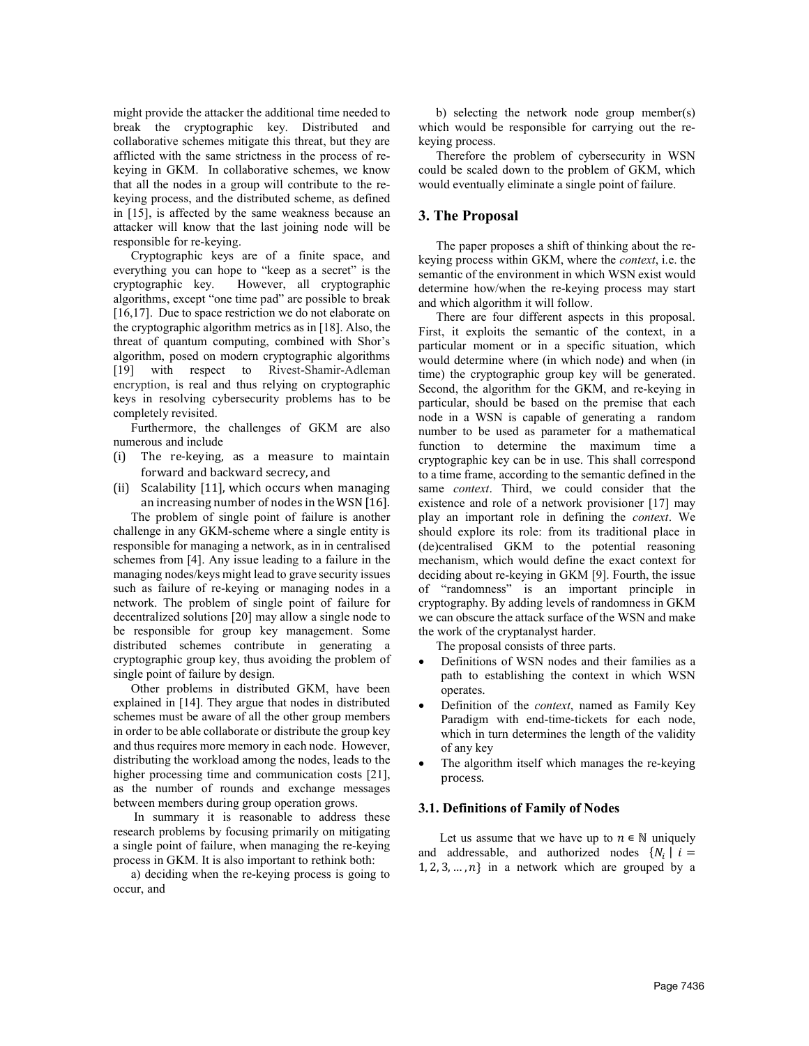might provide the attacker the additional time needed to break the cryptographic key. Distributed and collaborative schemes mitigate this threat, but they are afflicted with the same strictness in the process of re-keying in GKM. In collaborative schemes, we know that all the nodes in a group will contribute to the re-keying process, and the distributed scheme, as defined in [15], is affected by the same weakness because an attacker will know that the last joining node will be responsible for re-keying.

Cryptographic keys are of a finite space, and everything you can hope to "keep as a secret" is the cryptographic key. However, all cryptographic algorithms, except "one time pad" are possible to break [16,17]. Due to space restriction we do not elaborate on the cryptographic algorithm metrics as in [18]. Also, the threat of quantum computing, combined with Shor's algorithm, posed on modern cryptographic algorithms [19] with respect to Rivest-Shamir-Adleman encryption, is real and thus relying on cryptographic keys in resolving cybersecurity problems has to be completely revisited.

Furthermore, the challenges of GKM are also numerous and include

(i) The re-keying, as a measure to maintain forward and backward secrecy, and
(ii) Scalability [11], which occurs when managing an increasing number of nodes in the WSN [16].

The problem of single point of failure is another challenge in any GKM-scheme where a single entity is responsible for managing a network, as in in centralised schemes from [4]. Any issue leading to a failure in the managing nodes/keys might lead to grave security issues such as failure of re-keying or managing nodes in a network. The problem of single point of failure for decentralized solutions [20] may allow a single node to be responsible for group key management. Some distributed schemes contribute in generating a cryptographic group key, thus avoiding the problem of single point of failure by design.

Other problems in distributed GKM, have been explained in [14]. They argue that nodes in distributed schemes must be aware of all the other group members in order to be able collaborate or distribute the group key and thus requires more memory in each node. However, distributing the workload among the nodes, leads to the higher processing time and communication costs [21], as the number of rounds and exchange messages between members during group operation grows.

In summary it is reasonable to address these research problems by focusing primarily on mitigating a single point of failure, when managing the re-keying process in GKM. It is also important to rethink both:

a) deciding when the re-keying process is going to occur, and

b) selecting the network node group member(s) which would be responsible for carrying out the re-keying process.

Therefore the problem of cybersecurity in WSN could be scaled down to the problem of GKM, which would eventually eliminate a single point of failure.

## 3. The Proposal

The paper proposes a shift of thinking about the re-keying process within GKM, where the *context*, i.e. the semantic of the environment in which WSN exist would determine how/when the re-keying process may start and which algorithm it will follow.

There are four different aspects in this proposal. First, it exploits the semantic of the context, in a particular moment or in a specific situation, which would determine where (in which node) and when (in time) the cryptographic group key will be generated. Second, the algorithm for the GKM, and re-keying in particular, should be based on the premise that each node in a WSN is capable of generating a random number to be used as parameter for a mathematical function to determine the maximum time a cryptographic key can be in use. This shall correspond to a time frame, according to the semantic defined in the same *context*. Third, we could consider that the existence and role of a network provisioner [17] may play an important role in defining the *context*. We should explore its role: from its traditional place in (de)centralised GKM to the potential reasoning mechanism, which would define the exact context for deciding about re-keying in GKM [9]. Fourth, the issue of "randomness" is an important principle in cryptography. By adding levels of randomness in GKM we can obscure the attack surface of the WSN and make the work of the cryptanalyst harder.

The proposal consists of three parts.

- Definitions of WSN nodes and their families as a path to establishing the context in which WSN operates.
- Definition of the *context*, named as Family Key Paradigm with end-time-tickets for each node, which in turn determines the length of the validity of any key
- The algorithm itself which manages the re-keying process.

### 3.1. Definitions of Family of Nodes

Let us assume that we have up to $n \in \mathbb{N}$ uniquely and addressable, and authorized nodes $\{N_i \mid i = 1, 2, 3, \ldots, n\}$ in a network which are grouped by a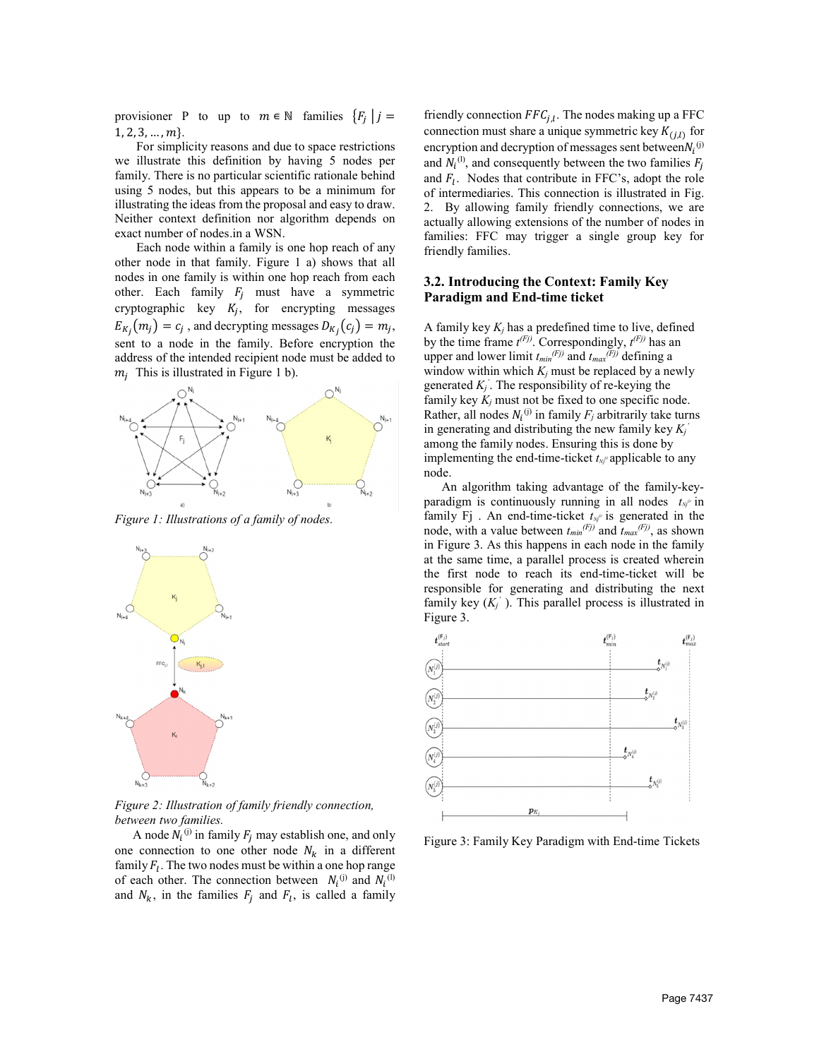provisioner P to up to $m \in \mathbb{N}$ families $\{F_j \mid j = 1, 2, 3, \dots, m\}$.

For simplicity reasons and due to space restrictions we illustrate this definition by having 5 nodes per family. There is no particular scientific rationale behind using 5 nodes, but this appears to be a minimum for illustrating the ideas from the proposal and easy to draw. Neither context definition nor algorithm depends on exact number of nodes.in a WSN.

Each node within a family is one hop reach of any other node in that family. Figure 1 a) shows that all nodes in one family is within one hop reach from each other. Each family $F_j$ must have a symmetric cryptographic key $K_j$, for encrypting messages $E_{K_j}(m_j) = c_j$ , and decrypting messages $D_{K_j}(c_j) = m_j$, sent to a node in the family. Before encryption the address of the intended recipient node must be added to $m_j$ This is illustrated in Figure 1 b).

*Figure 1: Illustrations of a family of nodes.*

*Figure 2: Illustration of family friendly connection, between two families.*

A node $N_i^{(j)}$ in family $F_j$ may establish one, and only one connection to one other node $N_k$ in a different family $F_l$. The two nodes must be within a one hop range of each other. The connection between $N_i^{(j)}$ and $N_i^{(l)}$ and $N_k$, in the families $F_j$ and $F_l$, is called a family friendly connection $FFC_{j,l}$. The nodes making up a FFC connection must share a unique symmetric key $K_{(j,l)}$ for encryption and decryption of messages sent between$N_i^{(j)}$ and $N_i^{(l)}$, and consequently between the two families $F_j$ and $F_l$. Nodes that contribute in FFC's, adopt the role of intermediaries. This connection is illustrated in Fig. 2. By allowing family friendly connections, we are actually allowing extensions of the number of nodes in families: FFC may trigger a single group key for friendly families.

### 3.2. Introducing the Context: Family Key Paradigm and End-time ticket

A family key $K_j$ has a predefined time to live, defined by the time frame $t^{(Fj)}$. Correspondingly, $t^{(Fj)}$ has an upper and lower limit $t_{min}^{(Fj)}$ and $t_{max}^{(Fj)}$ defining a window within which $K_j$ must be replaced by a newly generated $K_j'$. The responsibility of re-keying the family key $K_j$ must not be fixed to one specific node. Rather, all nodes $N_i^{(j)}$ in family $F_j$ arbitrarily take turns in generating and distributing the new family key $K_j'$ among the family nodes. Ensuring this is done by implementing the end-time-ticket $t_{N_i^{(j)}}$ applicable to any node.

An algorithm taking advantage of the family-key-paradigm is continuously running in all nodes $t_{N_i^{(j)}}$ in family Fj . An end-time-ticket $t_{N_i^{(j)}}$ is generated in the node, with a value between $t_{min}^{(Fj)}$ and $t_{max}^{(Fj)}$, as shown in Figure 3. As this happens in each node in the family at the same time, a parallel process is created wherein the first node to reach its end-time-ticket will be responsible for generating and distributing the next family key ($K_j'$ ). This parallel process is illustrated in Figure 3.

Figure 3: Family Key Paradigm with End-time Tickets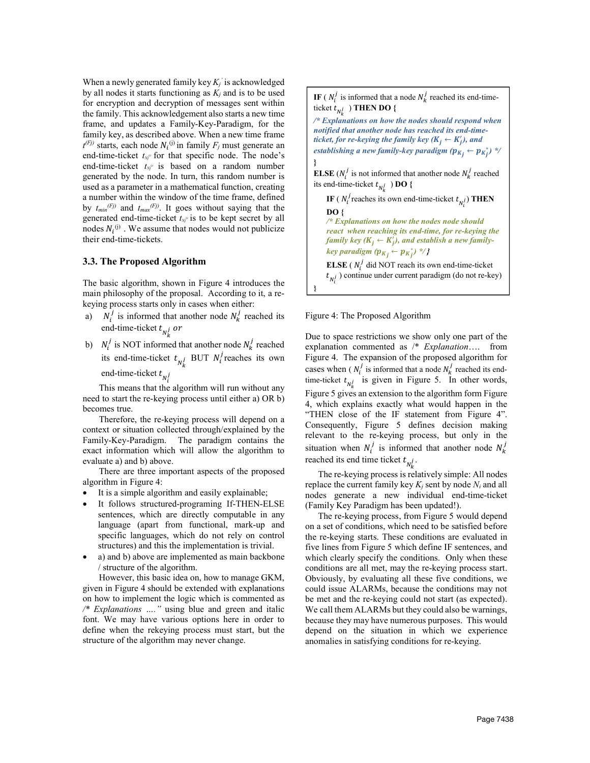When a newly generated family key $K_j'$ is acknowledged by all nodes it starts functioning as $K_j$ and is to be used for encryption and decryption of messages sent within the family. This acknowledgement also starts a new time frame, and updates a Family-Key-Paradigm, for the family key, as described above. When a new time frame $t^{(Fj)}$ starts, each node $N_i^{(j)}$ in family $F_j$ must generate an end-time-ticket $t_{N_i^{(j)}}$ for that specific node. The node's end-time-ticket $t_{N_i^{(j)}}$ is based on a random number generated by the node. In turn, this random number is used as a parameter in a mathematical function, creating a number within the window of the time frame, defined by $t_{min}^{(Fj)}$ and $t_{max}^{(Fj)}$. It goes without saying that the generated end-time-ticket $t_{N_i^{(j)}}$ is to be kept secret by all nodes $N_i^{(j)}$. We assume that nodes would not publicize their end-time-tickets.

### 3.3. The Proposed Algorithm

The basic algorithm, shown in Figure 4 introduces the main philosophy of the proposal. According to it, a re-keying process starts only in cases when either:

a) $N_i^j$ is informed that another node $N_k^j$ reached its end-time-ticket $t_{N_k^j}$ *or*

b) $N_i^j$ is NOT informed that another node $N_k^j$ reached its end-time-ticket $t_{N_k^j}$ BUT $N_i^j$ reaches its own end-time-ticket $t_{N_i^j}$

This means that the algorithm will run without any need to start the re-keying process until either a) OR b) becomes true.

Therefore, the re-keying process will depend on a context or situation collected through/explained by the Family-Key-Paradigm. The paradigm contains the exact information which will allow the algorithm to evaluate a) and b) above.

There are three important aspects of the proposed algorithm in Figure 4:

- It is a simple algorithm and easily explainable;
- It follows structured-programing If-THEN-ELSE sentences, which are directly computable in any language (apart from functional, mark-up and specific languages, which do not rely on control structures) and this the implementation is trivial.
- a) and b) above are implemented as main backbone / structure of the algorithm.

However, this basic idea on, how to manage GKM, given in Figure 4 should be extended with explanations on how to implement the logic which is commented as */\* Explanations ….."* using blue and green and italic font. We may have various options here in order to define when the rekeying process must start, but the structure of the algorithm may never change.

**IF** ( $N_i^j$ is informed that a node $N_k^j$ reached its end-time-ticket $t_{N_k^j}$ ) **THEN DO {**

***/\* Explanations on how the nodes should respond when notified that another node has reached its end-time-ticket, for re-keying the family key ($K_j \leftarrow K_j'$), and establishing a new family-key paradigm ($p_{K_j} \leftarrow p_{K_j^*}$) \*/***

**}**

**ELSE** ( $N_i^j$ is not informed that another node $N_k^j$ reached its end-time-ticket $t_{N_k^j}$ ) **DO {**

**IF** ( $N_i^j$ reaches its own end-time-ticket $t_{N_i^j}$ ) **THEN DO {**

***/\* Explanations on how the nodes node should react when reaching its end-time, for re-keying the family key ($K_j \leftarrow K_j'$), and establish a new family-key paradigm ($p_{K_j} \leftarrow p_{K_j^*}$) \*/ }***

**ELSE** ( $N_i^j$ did NOT reach its own end-time-ticket $t_{N_i^j}$ ) continue under current paradigm (do not re-key)

**}**

Figure 4: The Proposed Algorithm

Due to space restrictions we show only one part of the explanation commented as /\* *Explanation….* from Figure 4. The expansion of the proposed algorithm for cases when ( $N_i^j$ is informed that a node $N_k^j$ reached its end-time-ticket $t_{N_k^j}$ is given in Figure 5. In other words, Figure 5 gives an extension to the algorithm form Figure 4, which explains exactly what would happen in the "THEN close of the IF statement from Figure 4". Consequently, Figure 5 defines decision making relevant to the re-keying process, but only in the situation when $N_i^j$ is informed that another node $N_k^j$ reached its end time ticket $t_{N_k^j}$.

The re-keying process is relatively simple: All nodes replace the current family key $K_j$ sent by node $N_i$ and all nodes generate a new individual end-time-ticket (Family Key Paradigm has been updated!).

The re-keying process, from Figure 5 would depend on a set of conditions, which need to be satisfied before the re-keying starts. These conditions are evaluated in five lines from Figure 5 which define IF sentences, and which clearly specify the conditions. Only when these conditions are all met, may the re-keying process start. Obviously, by evaluating all these five conditions, we could issue ALARMs, because the conditions may not be met and the re-keying could not start (as expected). We call them ALARMs but they could also be warnings, because they may have numerous purposes. This would depend on the situation in which we experience anomalies in satisfying conditions for re-keying.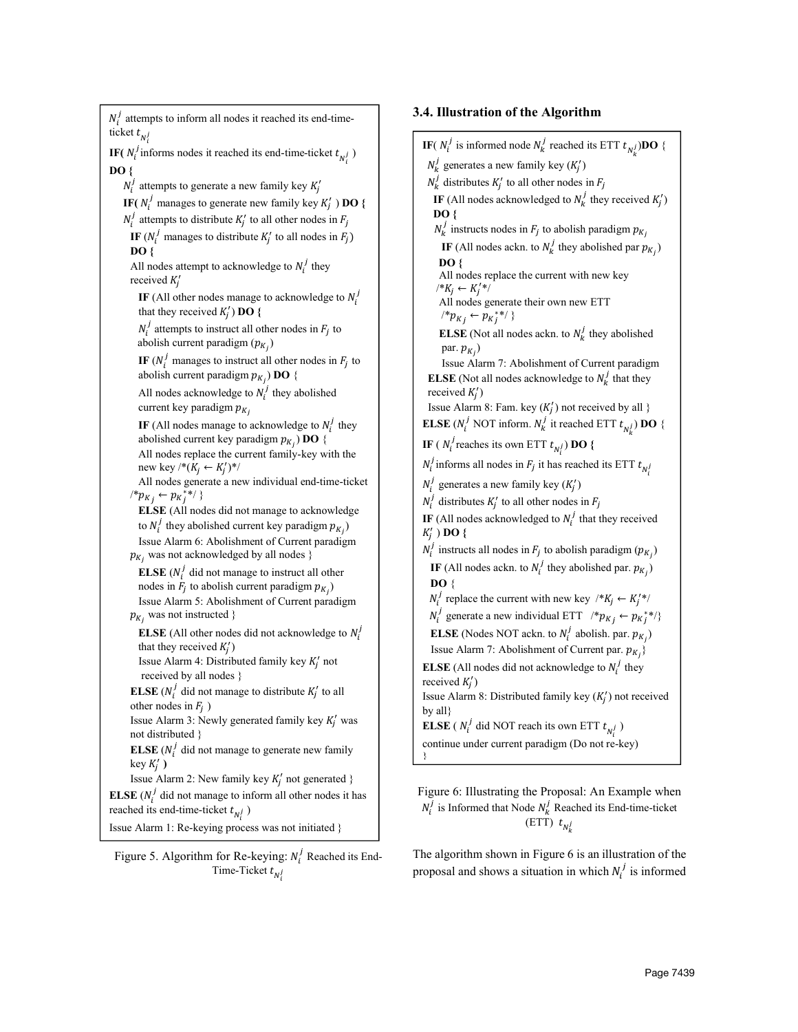$N_i^j$ attempts to inform all nodes it reached its end-time-ticket $t_{N_i^j}$

**IF(** $N_i^j$ informs nodes it reached its end-time-ticket $t_{N_i^j}$ )
**DO {**

$N_i^j$ attempts to generate a new family key $K_j'$

**IF(** $N_i^j$ manages to generate new family key $K_j'$ ) **DO {**

$N_i^j$ attempts to distribute $K_j'$ to all other nodes in $F_j$

**IF** ($N_i^j$ manages to distribute $K_j'$ to all nodes in $F_j$) **DO {**

All nodes attempt to acknowledge to $N_i^j$ they received $K_j'$

**IF** (All other nodes manage to acknowledge to $N_i^j$ that they received $K_j'$) **DO {**

$N_i^j$ attempts to instruct all other nodes in $F_j$ to abolish current paradigm ($p_{K_j}$)

**IF** ($N_i^j$ manages to instruct all other nodes in $F_j$ to abolish current paradigm $p_{K_j}$) **DO** {

All nodes acknowledge to $N_i^j$ they abolished current key paradigm $p_{K_j}$

**IF** (All nodes manage to acknowledge to $N_i^j$ they abolished current key paradigm $p_{K_j}$) **DO** {

All nodes replace the current family-key with the new key /*($K_j \leftarrow K_j'$)*/

All nodes generate a new individual end-time-ticket /*$p_{K_j} \leftarrow p_{K_j}^*$*/ }

**ELSE** (All nodes did not manage to acknowledge to $N_i^j$ they abolished current key paradigm $p_{K_j}$)

Issue Alarm 6: Abolishment of Current paradigm $p_{K_j}$ was not acknowledged by all nodes }

**ELSE** ($N_i^j$ did not manage to instruct all other nodes in $F_j$ to abolish current paradigm $p_{K_j}$)

Issue Alarm 5: Abolishment of Current paradigm $p_{K_j}$ was not instructed }

**ELSE** (All other nodes did not acknowledge to $N_i^j$ that they received $K_j'$)

Issue Alarm 4: Distributed family key $K_j'$ not received by all nodes }

**ELSE** ($N_i^j$ did not manage to distribute $K_j'$ to all other nodes in $F_j$ )

Issue Alarm 3: Newly generated family key $K_j'$ was not distributed }

**ELSE** ($N_i^j$ did not manage to generate new family key $K_j'$ **)**

Issue Alarm 2: New family key $K_j'$ not generated }

**ELSE** ($N_i^j$ did not manage to inform all other nodes it has reached its end-time-ticket $t_{N_i^j}$ )

Issue Alarm 1: Re-keying process was not initiated }

Figure 5. Algorithm for Re-keying: $N_i^j$ Reached its End-Time-Ticket $t_{N_i^j}$

### 3.4. Illustration of the Algorithm

**IF**( $N_i^j$ is informed node $N_k^j$ reached its ETT $t_{N_k^j}$)**DO** {

$N_k^j$ generates a new family key ($K_j'$)

$N_k^j$ distributes $K_j'$ to all other nodes in $F_j$

**IF** (All nodes acknowledged to $N_k^j$ they received $K_j'$) **DO {**

$N_k^j$ instructs nodes in $F_j$ to abolish paradigm $p_{K_j}$

**IF** (All nodes ackn. to $N_k^j$ they abolished par $p_{K_j}$) **DO {**

All nodes replace the current with new key /*$K_j \leftarrow K_j'$*/

All nodes generate their own new ETT /*$p_{K_j} \leftarrow p_{K_j}^*$*/ }

**ELSE** (Not all nodes ackn. to $N_k^j$ they abolished par. $p_{K_j}$)

Issue Alarm 7: Abolishment of Current paradigm

**ELSE** (Not all nodes acknowledge to $N_k^j$ that they received $K_j'$)

Issue Alarm 8: Fam. key ($K_j'$) not received by all }

**ELSE** ($N_i^j$ NOT inform. $N_k^j$ it reached ETT $t_{N_k^j}$) **DO** {

**IF** ( $N_i^j$ reaches its own ETT $t_{N_i^j}$) **DO {**

$N_i^j$ informs all nodes in $F_j$ it has reached its ETT $t_{N_i^j}$

$N_i^j$ generates a new family key ($K_j'$)

$N_i^j$ distributes $K_j'$ to all other nodes in $F_j$

**IF** (All nodes acknowledged to $N_i^j$ that they received $K_j'$ ) **DO {**

$N_i^j$ instructs all nodes in $F_j$ to abolish paradigm ($p_{K_j}$)

**IF** (All nodes ackn. to $N_i^j$ they abolished par. $p_{K_j}$) **DO** {

$N_i^j$ replace the current with new key /*$K_j \leftarrow K_j'$*/

$N_i^j$ generate a new individual ETT /*$p_{K_j} \leftarrow p_{K_j}^*$*/}

**ELSE** (Nodes NOT ackn. to $N_i^j$ abolish. par. $p_{K_j}$)

Issue Alarm 7: Abolishment of Current par. $p_{K_j}$}

**ELSE** (All nodes did not acknowledge to $N_i^j$ they received $K_j'$)

Issue Alarm 8: Distributed family key ($K_j'$) not received by all}

**ELSE** ( $N_i^j$ did NOT reach its own ETT $t_{N_i^j}$ )

continue under current paradigm (Do not re-key)
}

Figure 6: Illustrating the Proposal: An Example when $N_i^j$ is Informed that Node $N_k^j$ Reached its End-time-ticket (ETT) $t_{N_k^j}$

The algorithm shown in Figure 6 is an illustration of the proposal and shows a situation in which $N_i^j$ is informed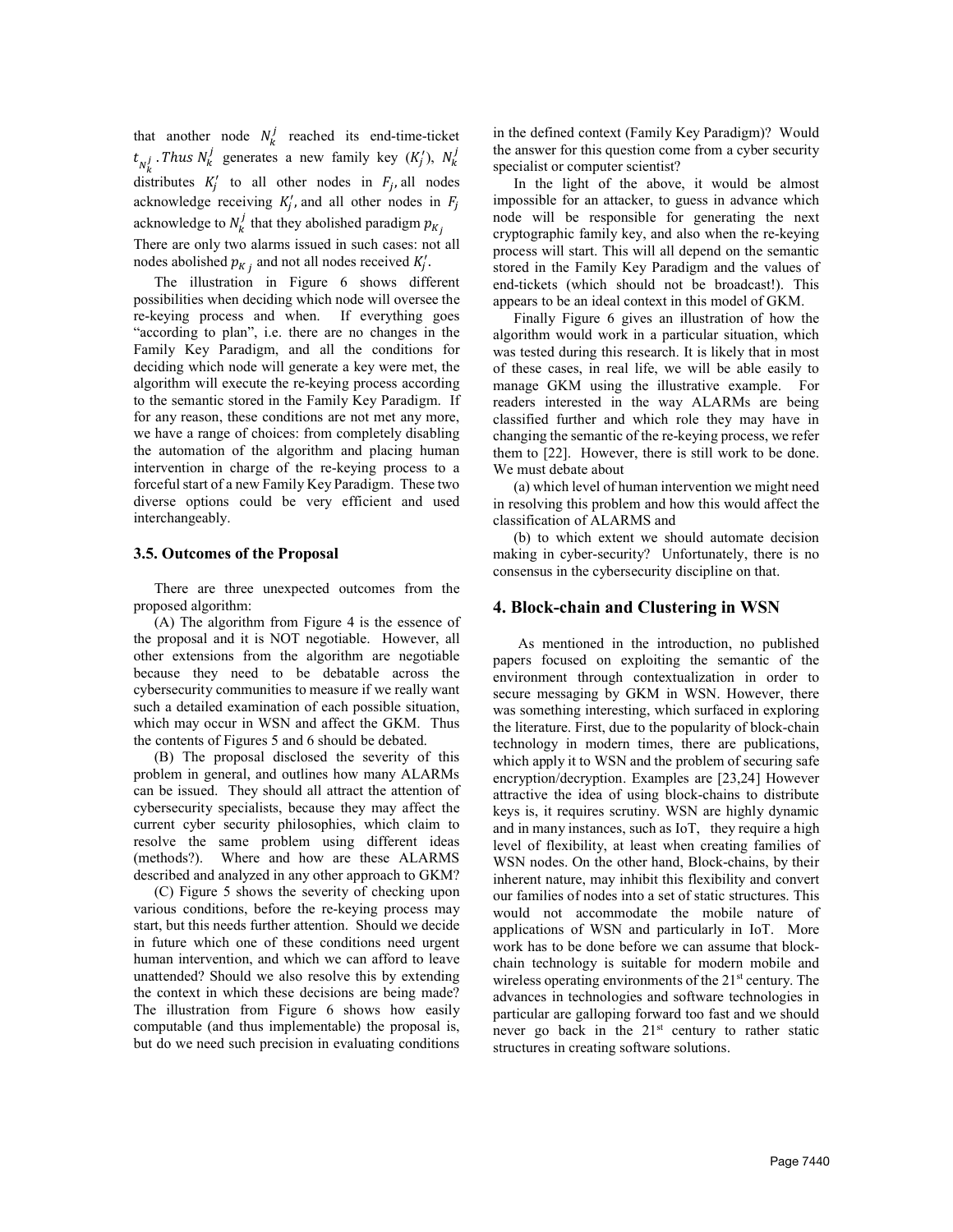that another node $N_k^j$ reached its end-time-ticket $t_{N_k^j}$. Thus $N_k^j$ generates a new family key ($K_j'$), $N_k^j$ distributes $K_j'$ to all other nodes in $F_j$, all nodes acknowledge receiving $K_j'$, and all other nodes in $F_j$ acknowledge to $N_k^j$ that they abolished paradigm $p_{K_j}$

There are only two alarms issued in such cases: not all nodes abolished $p_{K_j}$ and not all nodes received $K_j'$.

The illustration in Figure 6 shows different possibilities when deciding which node will oversee the re-keying process and when. If everything goes "according to plan", i.e. there are no changes in the Family Key Paradigm, and all the conditions for deciding which node will generate a key were met, the algorithm will execute the re-keying process according to the semantic stored in the Family Key Paradigm. If for any reason, these conditions are not met any more, we have a range of choices: from completely disabling the automation of the algorithm and placing human intervention in charge of the re-keying process to a forceful start of a new Family Key Paradigm. These two diverse options could be very efficient and used interchangeably.

### 3.5. Outcomes of the Proposal

There are three unexpected outcomes from the proposed algorithm:

(A) The algorithm from Figure 4 is the essence of the proposal and it is NOT negotiable. However, all other extensions from the algorithm are negotiable because they need to be debatable across the cybersecurity communities to measure if we really want such a detailed examination of each possible situation, which may occur in WSN and affect the GKM. Thus the contents of Figures 5 and 6 should be debated.

(B) The proposal disclosed the severity of this problem in general, and outlines how many ALARMs can be issued. They should all attract the attention of cybersecurity specialists, because they may affect the current cyber security philosophies, which claim to resolve the same problem using different ideas (methods?). Where and how are these ALARMS described and analyzed in any other approach to GKM?

(C) Figure 5 shows the severity of checking upon various conditions, before the re-keying process may start, but this needs further attention. Should we decide in future which one of these conditions need urgent human intervention, and which we can afford to leave unattended? Should we also resolve this by extending the context in which these decisions are being made? The illustration from Figure 6 shows how easily computable (and thus implementable) the proposal is, but do we need such precision in evaluating conditions in the defined context (Family Key Paradigm)? Would the answer for this question come from a cyber security specialist or computer scientist?

In the light of the above, it would be almost impossible for an attacker, to guess in advance which node will be responsible for generating the next cryptographic family key, and also when the re-keying process will start. This will all depend on the semantic stored in the Family Key Paradigm and the values of end-tickets (which should not be broadcast!). This appears to be an ideal context in this model of GKM.

Finally Figure 6 gives an illustration of how the algorithm would work in a particular situation, which was tested during this research. It is likely that in most of these cases, in real life, we will be able easily to manage GKM using the illustrative example. For readers interested in the way ALARMs are being classified further and which role they may have in changing the semantic of the re-keying process, we refer them to [22]. However, there is still work to be done. We must debate about

(a) which level of human intervention we might need in resolving this problem and how this would affect the classification of ALARMS and

(b) to which extent we should automate decision making in cyber-security? Unfortunately, there is no consensus in the cybersecurity discipline on that.

## 4. Block-chain and Clustering in WSN

As mentioned in the introduction, no published papers focused on exploiting the semantic of the environment through contextualization in order to secure messaging by GKM in WSN. However, there was something interesting, which surfaced in exploring the literature. First, due to the popularity of block-chain technology in modern times, there are publications, which apply it to WSN and the problem of securing safe encryption/decryption. Examples are [23,24] However attractive the idea of using block-chains to distribute keys is, it requires scrutiny. WSN are highly dynamic and in many instances, such as IoT, they require a high level of flexibility, at least when creating families of WSN nodes. On the other hand, Block-chains, by their inherent nature, may inhibit this flexibility and convert our families of nodes into a set of static structures. This would not accommodate the mobile nature of applications of WSN and particularly in IoT. More work has to be done before we can assume that block-chain technology is suitable for modern mobile and wireless operating environments of the 21st century. The advances in technologies and software technologies in particular are galloping forward too fast and we should never go back in the 21st century to rather static structures in creating software solutions.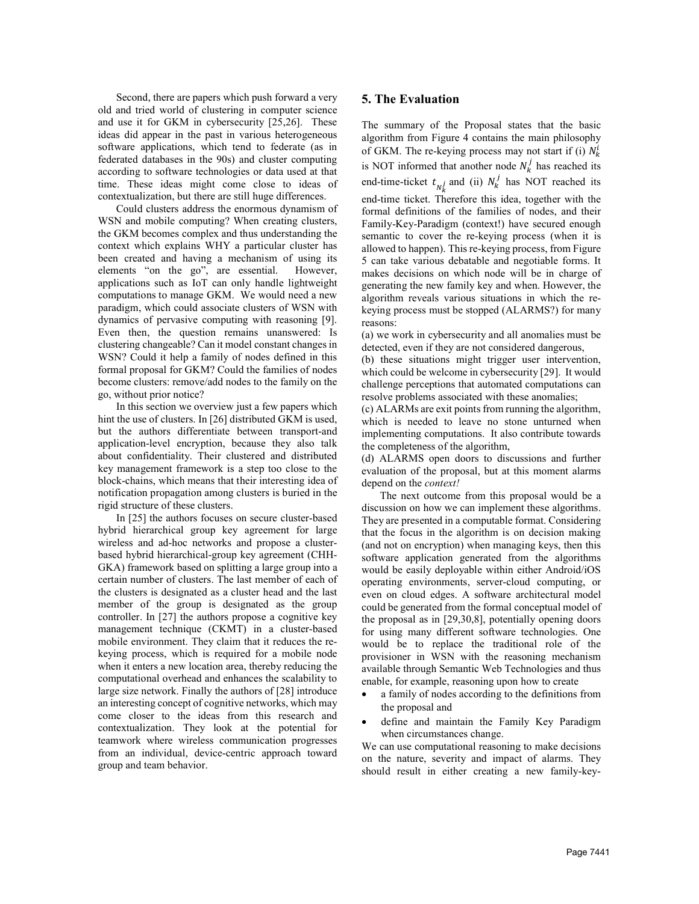Second, there are papers which push forward a very old and tried world of clustering in computer science and use it for GKM in cybersecurity [25,26]. These ideas did appear in the past in various heterogeneous software applications, which tend to federate (as in federated databases in the 90s) and cluster computing according to software technologies or data used at that time. These ideas might come close to ideas of contextualization, but there are still huge differences.

Could clusters address the enormous dynamism of WSN and mobile computing? When creating clusters, the GKM becomes complex and thus understanding the context which explains WHY a particular cluster has been created and having a mechanism of using its elements "on the go", are essential. However, applications such as IoT can only handle lightweight computations to manage GKM. We would need a new paradigm, which could associate clusters of WSN with dynamics of pervasive computing with reasoning [9]. Even then, the question remains unanswered: Is clustering changeable? Can it model constant changes in WSN? Could it help a family of nodes defined in this formal proposal for GKM? Could the families of nodes become clusters: remove/add nodes to the family on the go, without prior notice?

In this section we overview just a few papers which hint the use of clusters. In [26] distributed GKM is used, but the authors differentiate between transport-and application-level encryption, because they also talk about confidentiality. Their clustered and distributed key management framework is a step too close to the block-chains, which means that their interesting idea of notification propagation among clusters is buried in the rigid structure of these clusters.

In [25] the authors focuses on secure cluster-based hybrid hierarchical group key agreement for large wireless and ad-hoc networks and propose a cluster-based hybrid hierarchical-group key agreement (CHH-GKA) framework based on splitting a large group into a certain number of clusters. The last member of each of the clusters is designated as a cluster head and the last member of the group is designated as the group controller. In [27] the authors propose a cognitive key management technique (CKMT) in a cluster-based mobile environment. They claim that it reduces the re-keying process, which is required for a mobile node when it enters a new location area, thereby reducing the computational overhead and enhances the scalability to large size network. Finally the authors of [28] introduce an interesting concept of cognitive networks, which may come closer to the ideas from this research and contextualization. They look at the potential for teamwork where wireless communication progresses from an individual, device-centric approach toward group and team behavior.

## 5. The Evaluation

The summary of the Proposal states that the basic algorithm from Figure 4 contains the main philosophy of GKM. The re-keying process may not start if (i) $N_k^i$ is NOT informed that another node $N_k^j$ has reached its end-time-ticket $t_{N_k^j}$ and (ii) $N_k^j$ has NOT reached its end-time ticket. Therefore this idea, together with the formal definitions of the families of nodes, and their Family-Key-Paradigm (context!) have secured enough semantic to cover the re-keying process (when it is allowed to happen). This re-keying process, from Figure 5 can take various debatable and negotiable forms. It makes decisions on which node will be in charge of generating the new family key and when. However, the algorithm reveals various situations in which the re-keying process must be stopped (ALARMS?) for many reasons:

(a) we work in cybersecurity and all anomalies must be detected, even if they are not considered dangerous,

(b) these situations might trigger user intervention, which could be welcome in cybersecurity [29]. It would challenge perceptions that automated computations can resolve problems associated with these anomalies;

(c) ALARMs are exit points from running the algorithm, which is needed to leave no stone unturned when implementing computations. It also contribute towards the completeness of the algorithm,

(d) ALARMS open doors to discussions and further evaluation of the proposal, but at this moment alarms depend on the *context!*

The next outcome from this proposal would be a discussion on how we can implement these algorithms. They are presented in a computable format. Considering that the focus in the algorithm is on decision making (and not on encryption) when managing keys, then this software application generated from the algorithms would be easily deployable within either Android/iOS operating environments, server-cloud computing, or even on cloud edges. A software architectural model could be generated from the formal conceptual model of the proposal as in [29,30,8], potentially opening doors for using many different software technologies. One would be to replace the traditional role of the provisioner in WSN with the reasoning mechanism available through Semantic Web Technologies and thus enable, for example, reasoning upon how to create

- a family of nodes according to the definitions from the proposal and
- define and maintain the Family Key Paradigm when circumstances change.

We can use computational reasoning to make decisions on the nature, severity and impact of alarms. They should result in either creating a new family-key-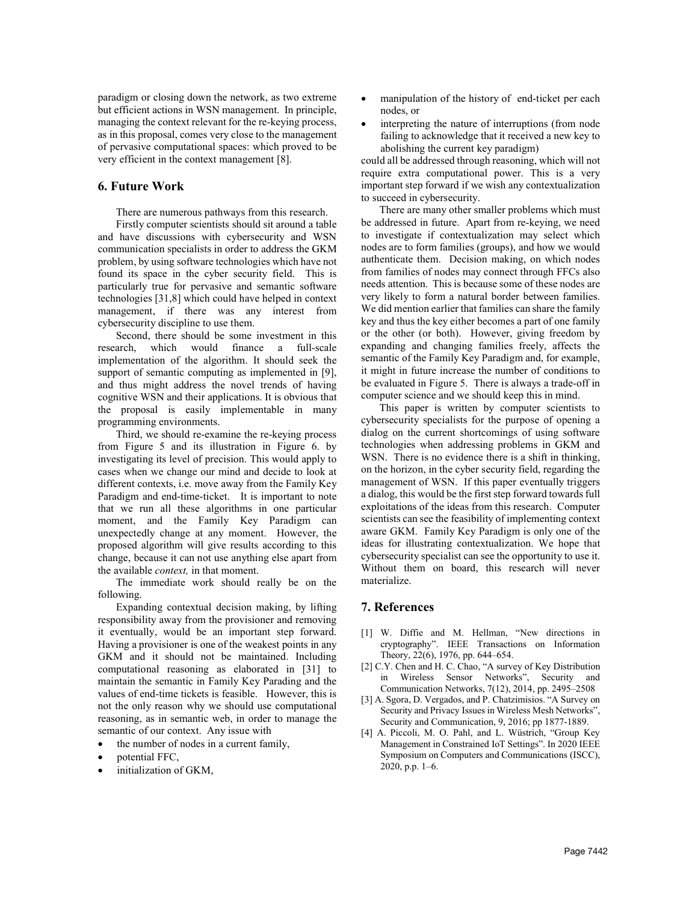paradigm or closing down the network, as two extreme but efficient actions in WSN management. In principle, managing the context relevant for the re-keying process, as in this proposal, comes very close to the management of pervasive computational spaces: which proved to be very efficient in the context management [8].

## 6. Future Work

There are numerous pathways from this research.

Firstly computer scientists should sit around a table and have discussions with cybersecurity and WSN communication specialists in order to address the GKM problem, by using software technologies which have not found its space in the cyber security field. This is particularly true for pervasive and semantic software technologies [31,8] which could have helped in context management, if there was any interest from cybersecurity discipline to use them.

Second, there should be some investment in this research, which would finance a full-scale implementation of the algorithm. It should seek the support of semantic computing as implemented in [9], and thus might address the novel trends of having cognitive WSN and their applications. It is obvious that the proposal is easily implementable in many programming environments.

Third, we should re-examine the re-keying process from Figure 5 and its illustration in Figure 6. by investigating its level of precision. This would apply to cases when we change our mind and decide to look at different contexts, i.e. move away from the Family Key Paradigm and end-time-ticket. It is important to note that we run all these algorithms in one particular moment, and the Family Key Paradigm can unexpectedly change at any moment. However, the proposed algorithm will give results according to this change, because it can not use anything else apart from the available *context,* in that moment.

The immediate work should really be on the following.

Expanding contextual decision making, by lifting responsibility away from the provisioner and removing it eventually, would be an important step forward. Having a provisioner is one of the weakest points in any GKM and it should not be maintained. Including computational reasoning as elaborated in [31] to maintain the semantic in Family Key Parading and the values of end-time tickets is feasible. However, this is not the only reason why we should use computational reasoning, as in semantic web, in order to manage the semantic of our context. Any issue with

- the number of nodes in a current family,
- potential FFC,
- initialization of GKM,
- manipulation of the history of end-ticket per each nodes, or
- interpreting the nature of interruptions (from node failing to acknowledge that it received a new key to abolishing the current key paradigm)

could all be addressed through reasoning, which will not require extra computational power. This is a very important step forward if we wish any contextualization to succeed in cybersecurity.

There are many other smaller problems which must be addressed in future. Apart from re-keying, we need to investigate if contextualization may select which nodes are to form families (groups), and how we would authenticate them. Decision making, on which nodes from families of nodes may connect through FFCs also needs attention. This is because some of these nodes are very likely to form a natural border between families. We did mention earlier that families can share the family key and thus the key either becomes a part of one family or the other (or both). However, giving freedom by expanding and changing families freely, affects the semantic of the Family Key Paradigm and, for example, it might in future increase the number of conditions to be evaluated in Figure 5. There is always a trade-off in computer science and we should keep this in mind.

This paper is written by computer scientists to cybersecurity specialists for the purpose of opening a dialog on the current shortcomings of using software technologies when addressing problems in GKM and WSN. There is no evidence there is a shift in thinking, on the horizon, in the cyber security field, regarding the management of WSN. If this paper eventually triggers a dialog, this would be the first step forward towards full exploitations of the ideas from this research. Computer scientists can see the feasibility of implementing context aware GKM. Family Key Paradigm is only one of the ideas for illustrating contextualization. We hope that cybersecurity specialist can see the opportunity to use it. Without them on board, this research will never materialize.

## 7. References

[1] W. Diffie and M. Hellman, "New directions in cryptography". IEEE Transactions on Information Theory, 22(6), 1976, pp. 644–654.

[2] C.Y. Chen and H. C. Chao, "A survey of Key Distribution in Wireless Sensor Networks", Security and Communication Networks, 7(12), 2014, pp. 2495–2508

[3] A. Sgora, D. Vergados, and P. Chatzimisios. "A Survey on Security and Privacy Issues in Wireless Mesh Networks", Security and Communication, 9, 2016; pp 1877-1889.

[4] A. Piccoli, M. O. Pahl, and L. Wüstrich, "Group Key Management in Constrained IoT Settings". In 2020 IEEE Symposium on Computers and Communications (ISCC), 2020, p.p. 1–6.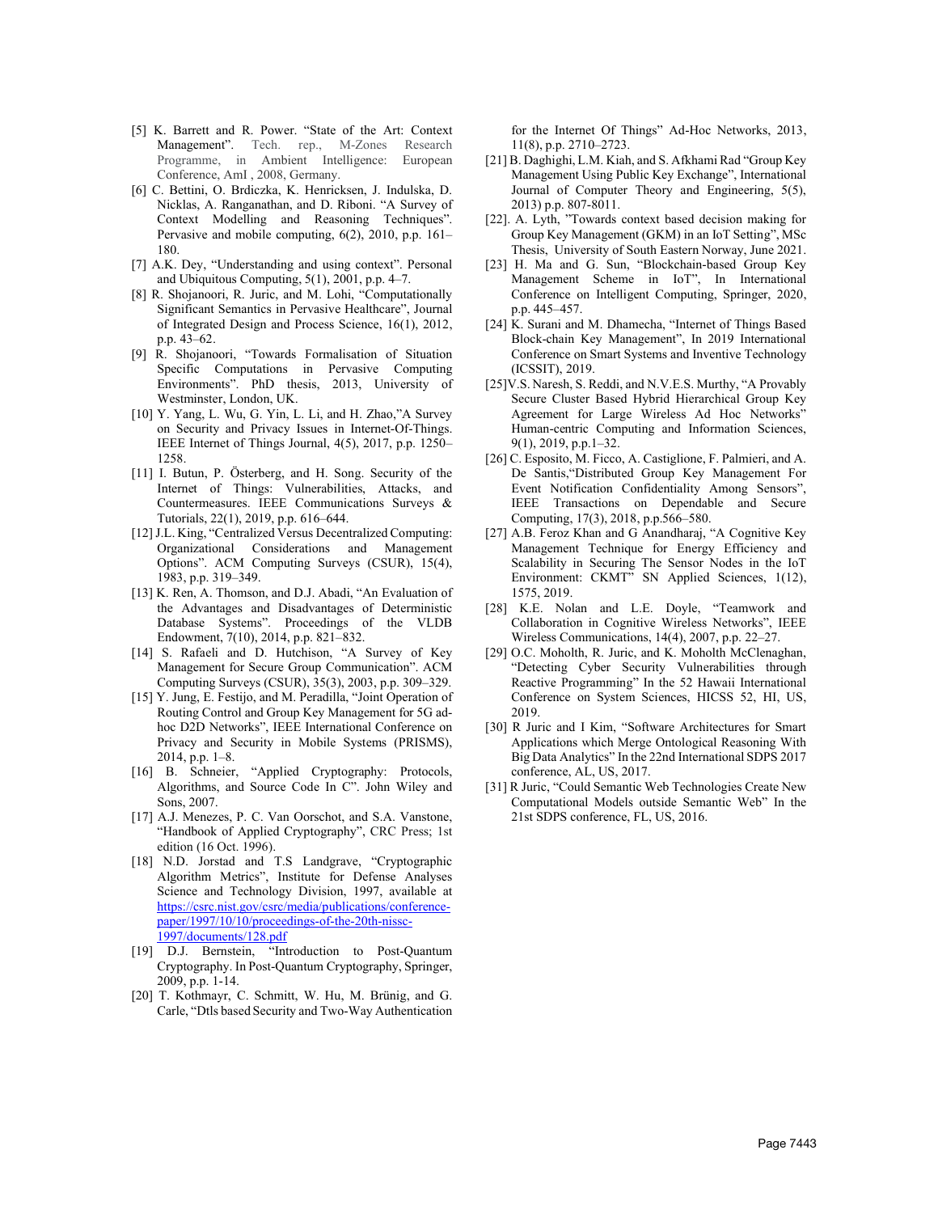[5] K. Barrett and R. Power. "State of the Art: Context Management". Tech. rep., M-Zones Research Programme, in Ambient Intelligence: European Conference, AmI , 2008, Germany.

[6] C. Bettini, O. Brdiczka, K. Henricksen, J. Indulska, D. Nicklas, A. Ranganathan, and D. Riboni. "A Survey of Context Modelling and Reasoning Techniques". Pervasive and mobile computing, 6(2), 2010, p.p. 161–180.

[7] A.K. Dey, "Understanding and using context". Personal and Ubiquitous Computing, 5(1), 2001, p.p. 4–7.

[8] R. Shojanoori, R. Juric, and M. Lohi, "Computationally Significant Semantics in Pervasive Healthcare", Journal of Integrated Design and Process Science, 16(1), 2012, p.p. 43–62.

[9] R. Shojanoori, "Towards Formalisation of Situation Specific Computations in Pervasive Computing Environments". PhD thesis, 2013, University of Westminster, London, UK.

[10] Y. Yang, L. Wu, G. Yin, L. Li, and H. Zhao,"A Survey on Security and Privacy Issues in Internet-Of-Things. IEEE Internet of Things Journal, 4(5), 2017, p.p. 1250–1258.

[11] I. Butun, P. Österberg, and H. Song. Security of the Internet of Things: Vulnerabilities, Attacks, and Countermeasures. IEEE Communications Surveys & Tutorials, 22(1), 2019, p.p. 616–644.

[12] J.L. King, "Centralized Versus Decentralized Computing: Organizational Considerations and Management Options". ACM Computing Surveys (CSUR), 15(4), 1983, p.p. 319–349.

[13] K. Ren, A. Thomson, and D.J. Abadi, "An Evaluation of the Advantages and Disadvantages of Deterministic Database Systems". Proceedings of the VLDB Endowment, 7(10), 2014, p.p. 821–832.

[14] S. Rafaeli and D. Hutchison, "A Survey of Key Management for Secure Group Communication". ACM Computing Surveys (CSUR), 35(3), 2003, p.p. 309–329.

[15] Y. Jung, E. Festijo, and M. Peradilla, "Joint Operation of Routing Control and Group Key Management for 5G ad-hoc D2D Networks", IEEE International Conference on Privacy and Security in Mobile Systems (PRISMS), 2014, p.p. 1–8.

[16] B. Schneier, "Applied Cryptography: Protocols, Algorithms, and Source Code In C". John Wiley and Sons, 2007.

[17] A.J. Menezes, P. C. Van Oorschot, and S.A. Vanstone, "Handbook of Applied Cryptography", CRC Press; 1st edition (16 Oct. 1996).

[18] N.D. Jorstad and T.S Landgrave, "Cryptographic Algorithm Metrics", Institute for Defense Analyses Science and Technology Division, 1997, available at https://csrc.nist.gov/csrc/media/publications/conference-paper/1997/10/10/proceedings-of-the-20th-nissc-1997/documents/128.pdf

[19] D.J. Bernstein, "Introduction to Post-Quantum Cryptography. In Post-Quantum Cryptography, Springer, 2009, p.p. 1-14.

[20] T. Kothmayr, C. Schmitt, W. Hu, M. Brünig, and G. Carle, "Dtls based Security and Two-Way Authentication for the Internet Of Things" Ad-Hoc Networks, 2013, 11(8), p.p. 2710–2723.

[21] B. Daghighi, L.M. Kiah, and S. Afkhami Rad "Group Key Management Using Public Key Exchange", International Journal of Computer Theory and Engineering, 5(5), 2013) p.p. 807-8011.

[22]. A. Lyth, "Towards context based decision making for Group Key Management (GKM) in an IoT Setting", MSc Thesis, University of South Eastern Norway, June 2021.

[23] H. Ma and G. Sun, "Blockchain-based Group Key Management Scheme in IoT", In International Conference on Intelligent Computing, Springer, 2020, p.p. 445–457.

[24] K. Surani and M. Dhamecha, "Internet of Things Based Block-chain Key Management", In 2019 International Conference on Smart Systems and Inventive Technology (ICSSIT), 2019.

[25] V.S. Naresh, S. Reddi, and N.V.E.S. Murthy, "A Provably Secure Cluster Based Hybrid Hierarchical Group Key Agreement for Large Wireless Ad Hoc Networks" Human-centric Computing and Information Sciences, 9(1), 2019, p.p.1–32.

[26] C. Esposito, M. Ficco, A. Castiglione, F. Palmieri, and A. De Santis,"Distributed Group Key Management For Event Notification Confidentiality Among Sensors", IEEE Transactions on Dependable and Secure Computing, 17(3), 2018, p.p.566–580.

[27] A.B. Feroz Khan and G Anandharaj, "A Cognitive Key Management Technique for Energy Efficiency and Scalability in Securing The Sensor Nodes in the IoT Environment: CKMT" SN Applied Sciences, 1(12), 1575, 2019.

[28] K.E. Nolan and L.E. Doyle, "Teamwork and Collaboration in Cognitive Wireless Networks", IEEE Wireless Communications, 14(4), 2007, p.p. 22–27.

[29] O.C. Moholth, R. Juric, and K. Moholth McClenaghan, "Detecting Cyber Security Vulnerabilities through Reactive Programming" In the 52 Hawaii International Conference on System Sciences, HICSS 52, HI, US, 2019.

[30] R Juric and I Kim, "Software Architectures for Smart Applications which Merge Ontological Reasoning With Big Data Analytics" In the 22nd International SDPS 2017 conference, AL, US, 2017.

[31] R Juric, "Could Semantic Web Technologies Create New Computational Models outside Semantic Web" In the 21st SDPS conference, FL, US, 2016.